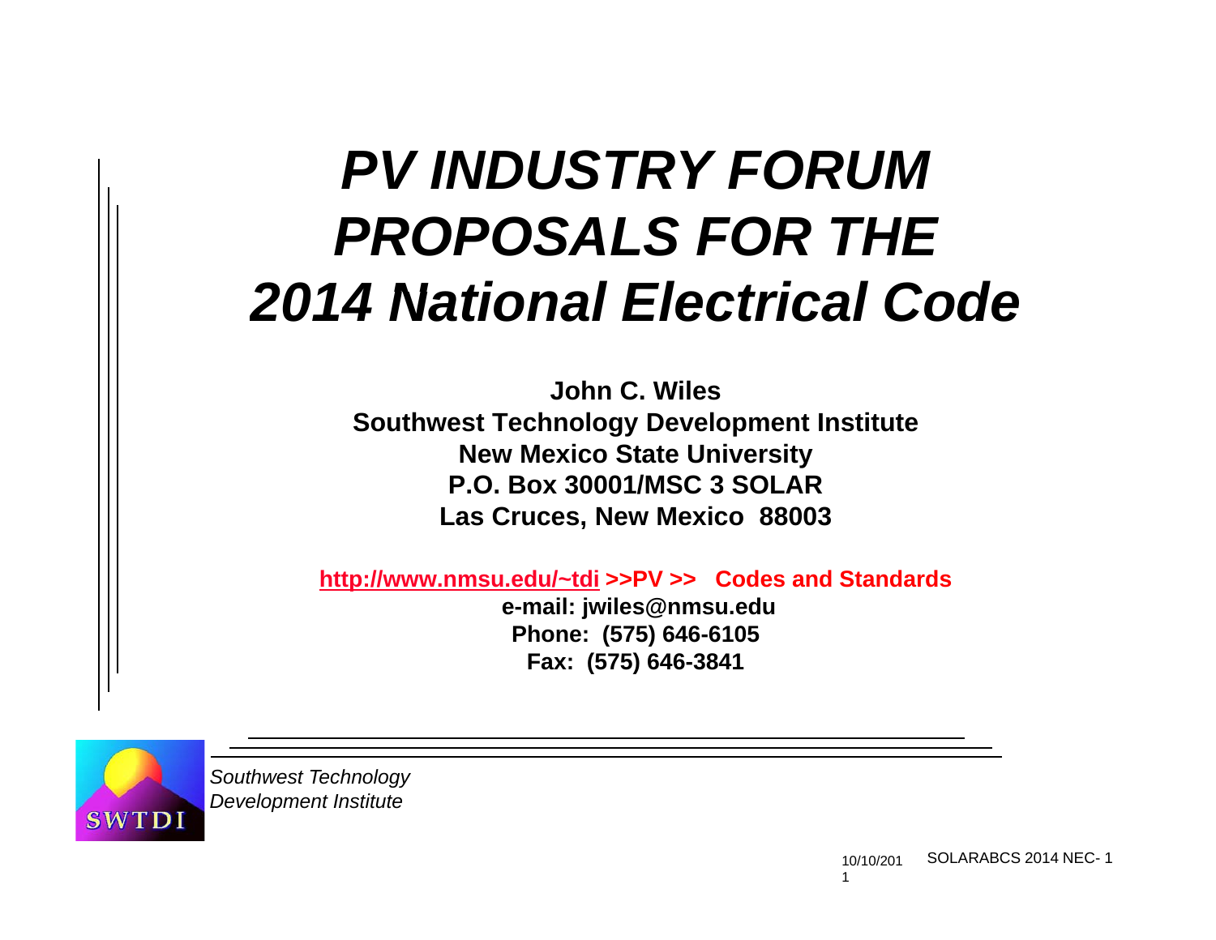# *PV INDUSTRY FORUM PROPOSALS FOR THE 2014 National Electrical Code*

**John C. Wiles**
**Southwest Technology Development Institute**
**New Mexico State University**
**P.O. Box 30001/MSC 3 SOLAR**
**Las Cruces, New Mexico 88003**

**http://www.nmsu.edu/~tdi >>PV >> Codes and Standards**
**e-mail: jwiles@nmsu.edu**
**Phone: (575) 646-6105**
**Fax: (575) 646-3841**

SWTDI

*Southwest Technology Development Institute*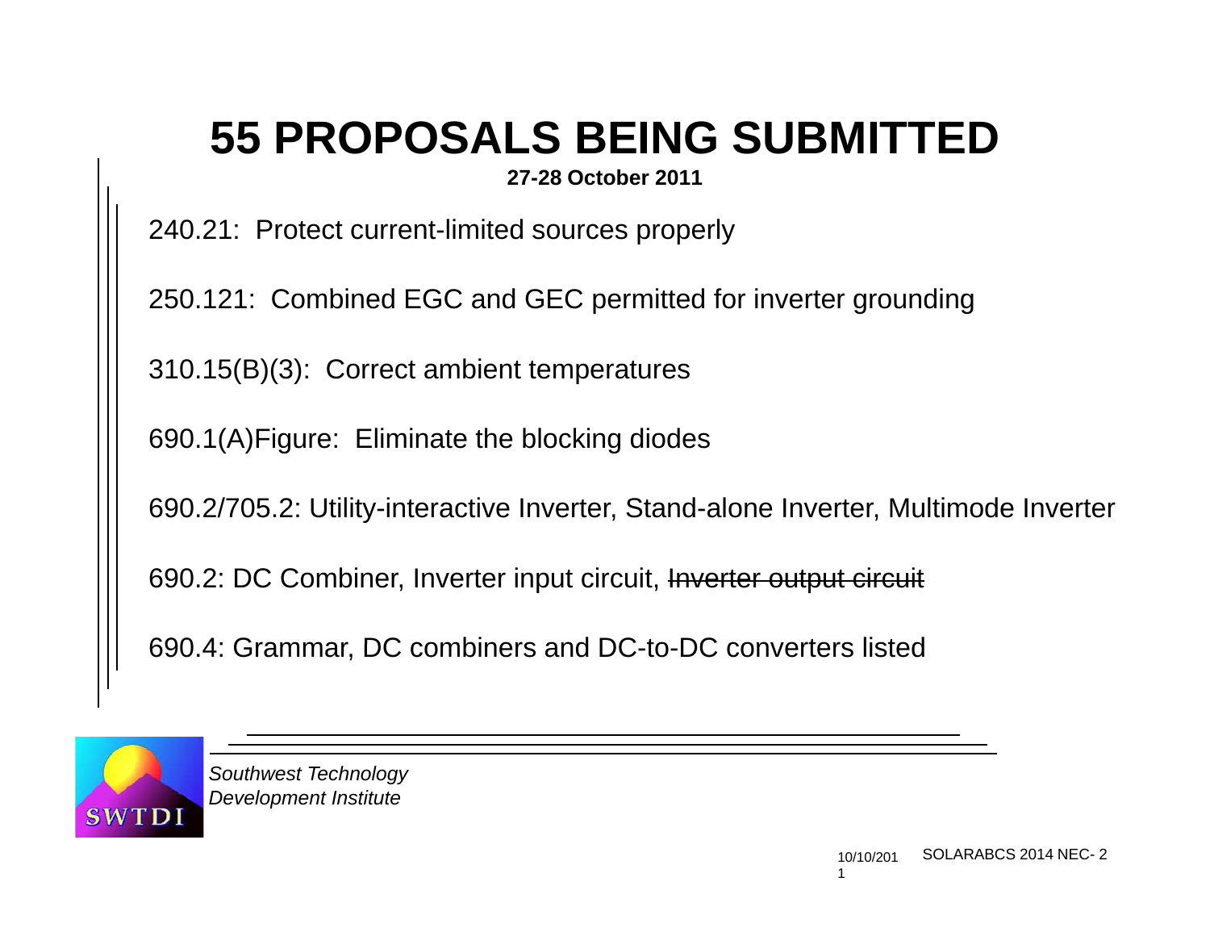# 55 PROPOSALS BEING SUBMITTED

**27-28 October 2011**

240.21: Protect current-limited sources properly

250.121: Combined EGC and GEC permitted for inverter grounding

310.15(B)(3): Correct ambient temperatures

690.1(A)Figure: Eliminate the blocking diodes

690.2/705.2: Utility-interactive Inverter, Stand-alone Inverter, Multimode Inverter

690.2: DC Combiner, Inverter input circuit, ~~Inverter output circuit~~

690.4: Grammar, DC combiners and DC-to-DC converters listed

*Southwest Technology Development Institute*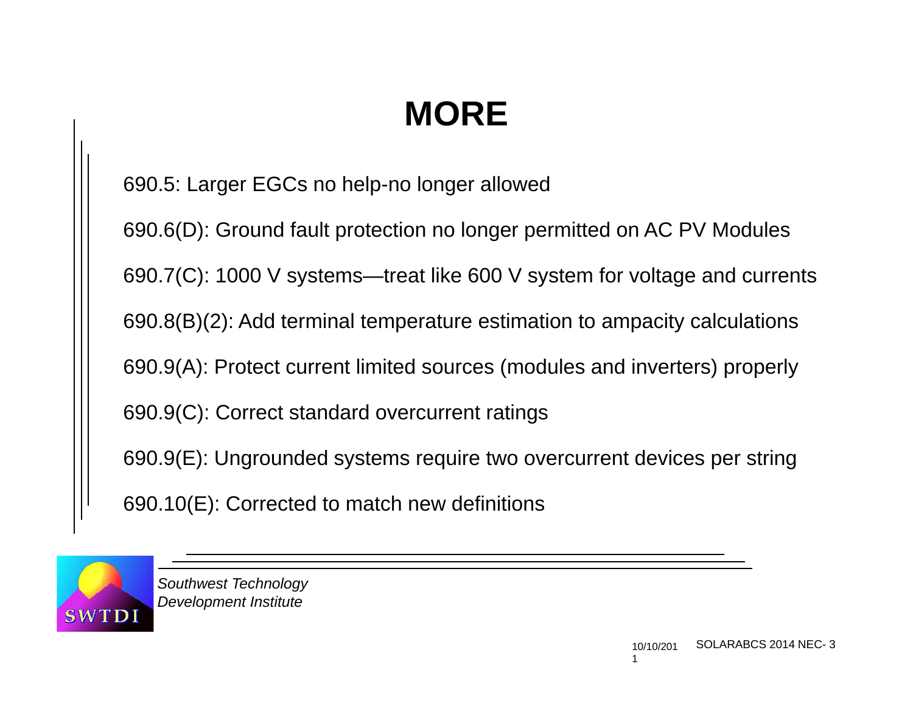# MORE

690.5: Larger EGCs no help-no longer allowed

690.6(D): Ground fault protection no longer permitted on AC PV Modules

690.7(C): 1000 V systems—treat like 600 V system for voltage and currents

690.8(B)(2): Add terminal temperature estimation to ampacity calculations

690.9(A): Protect current limited sources (modules and inverters) properly

690.9(C): Correct standard overcurrent ratings

690.9(E): Ungrounded systems require two overcurrent devices per string

690.10(E): Corrected to match new definitions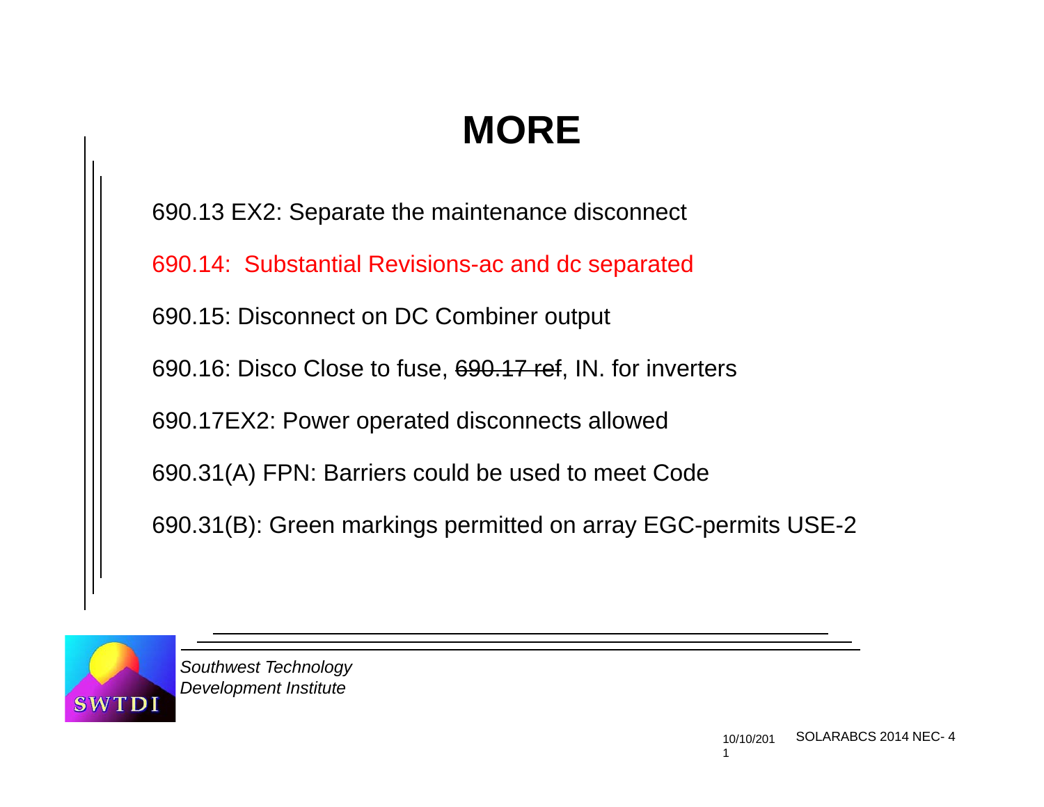# MORE

690.13 EX2: Separate the maintenance disconnect

690.14: Substantial Revisions-ac and dc separated

690.15: Disconnect on DC Combiner output

690.16: Disco Close to fuse, ~~690.17 ref~~, IN. for inverters

690.17EX2: Power operated disconnects allowed

690.31(A) FPN: Barriers could be used to meet Code

690.31(B): Green markings permitted on array EGC-permits USE-2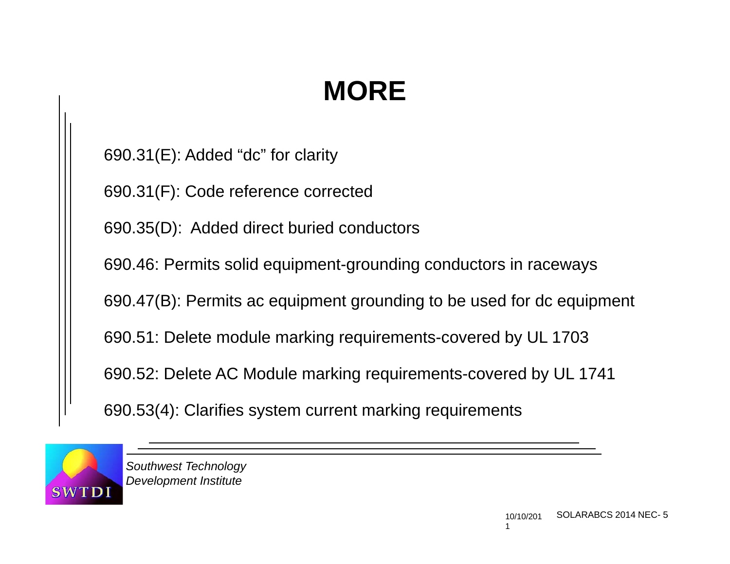# MORE

690.31(E): Added “dc” for clarity

690.31(F): Code reference corrected

690.35(D): Added direct buried conductors

690.46: Permits solid equipment-grounding conductors in raceways

690.47(B): Permits ac equipment grounding to be used for dc equipment

690.51: Delete module marking requirements-covered by UL 1703

690.52: Delete AC Module marking requirements-covered by UL 1741

690.53(4): Clarifies system current marking requirements

*Southwest Technology Development Institute*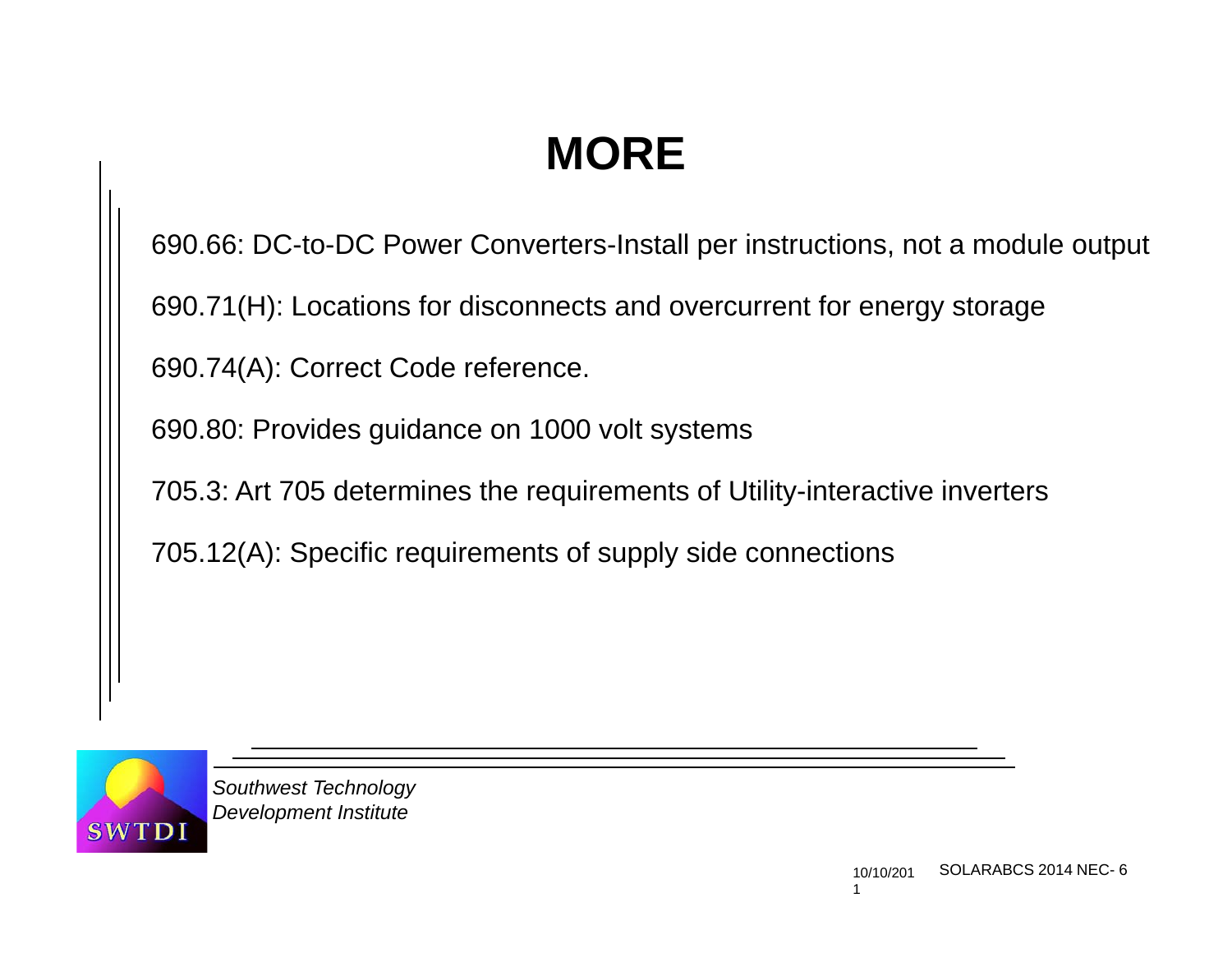# MORE

690.66: DC-to-DC Power Converters-Install per instructions, not a module output

690.71(H): Locations for disconnects and overcurrent for energy storage

690.74(A): Correct Code reference.

690.80: Provides guidance on 1000 volt systems

705.3: Art 705 determines the requirements of Utility-interactive inverters

705.12(A): Specific requirements of supply side connections

*Southwest Technology Development Institute*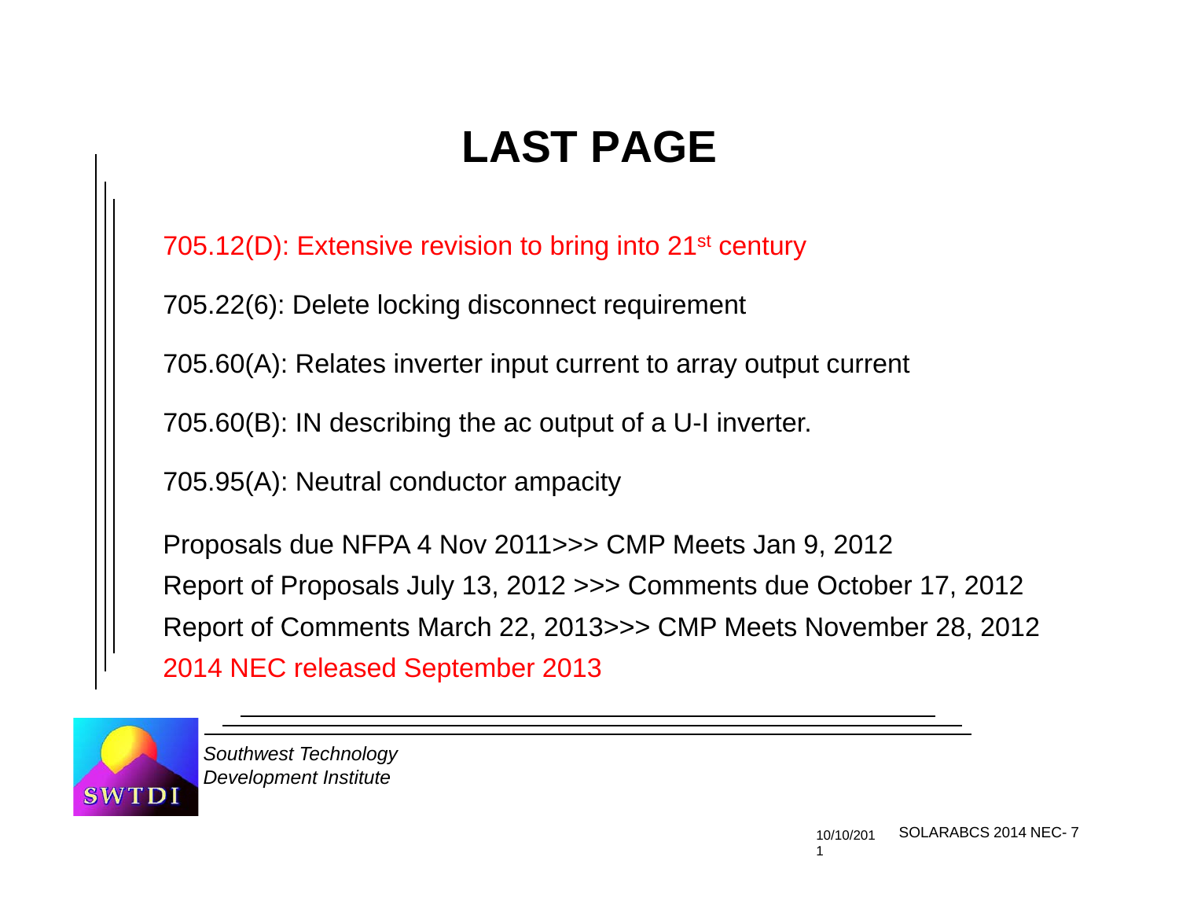# LAST PAGE

705.12(D): Extensive revision to bring into 21st century

705.22(6): Delete locking disconnect requirement

705.60(A): Relates inverter input current to array output current

705.60(B): IN describing the ac output of a U-I inverter.

705.95(A): Neutral conductor ampacity

Proposals due NFPA 4 Nov 2011>>> CMP Meets Jan 9, 2012
Report of Proposals July 13, 2012 >>> Comments due October 17, 2012
Report of Comments March 22, 2013>>> CMP Meets November 28, 2012
2014 NEC released September 2013

*Southwest Technology Development Institute*